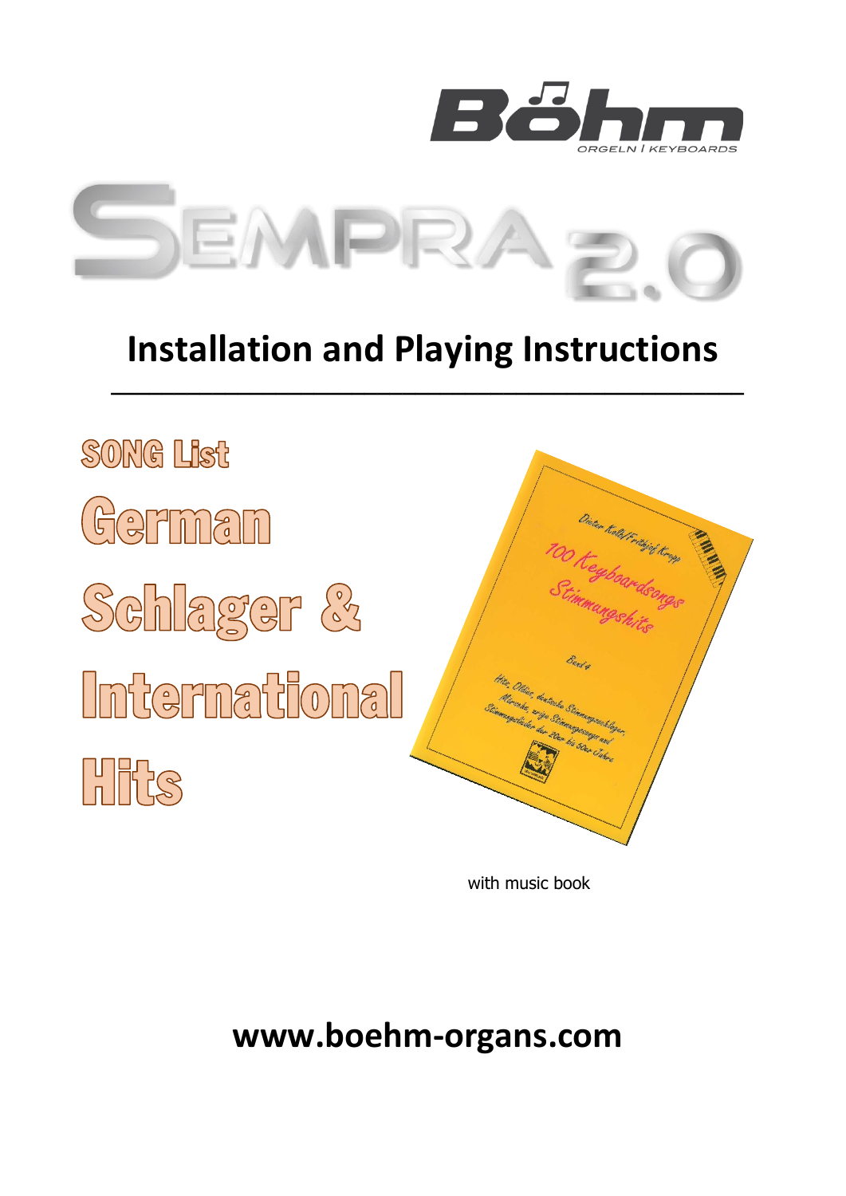Böhm

ORGELN | KEYBOARDS

# SEMPRA 2.0

## Installation and Playing Instructions

---

SONG List

German

Schlager &

International

Hits

with music book

**www.boehm-organs.com**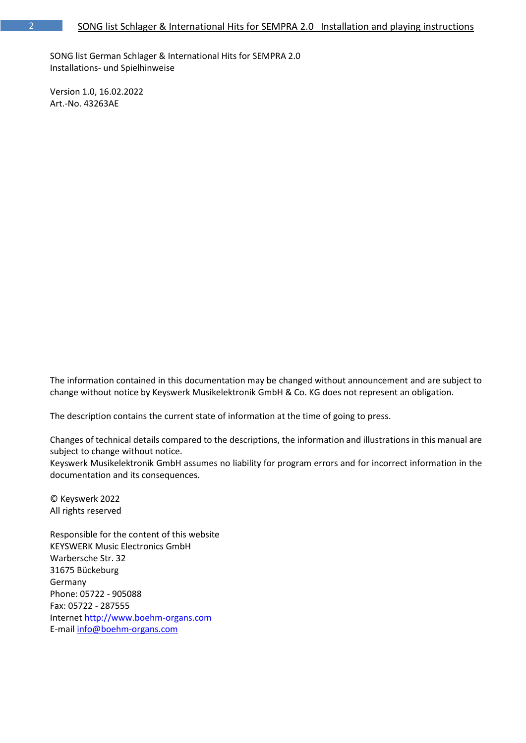SONG list German Schlager & International Hits for SEMPRA 2.0
Installations- und Spielhinweise

Version 1.0, 16.02.2022
Art.-No. 43263AE

The information contained in this documentation may be changed without announcement and are subject to change without notice by Keyswerk Musikelektronik GmbH & Co. KG does not represent an obligation.

The description contains the current state of information at the time of going to press.

Changes of technical details compared to the descriptions, the information and illustrations in this manual are subject to change without notice.
Keyswerk Musikelektronik GmbH assumes no liability for program errors and for incorrect information in the documentation and its consequences.

© Keyswerk 2022
All rights reserved

Responsible for the content of this website
KEYSWERK Music Electronics GmbH
Warbersche Str. 32
31675 Bückeburg
Germany
Phone: 05722 - 905088
Fax: 05722 - 287555
Internet http://www.boehm-organs.com
E-mail info@boehm-organs.com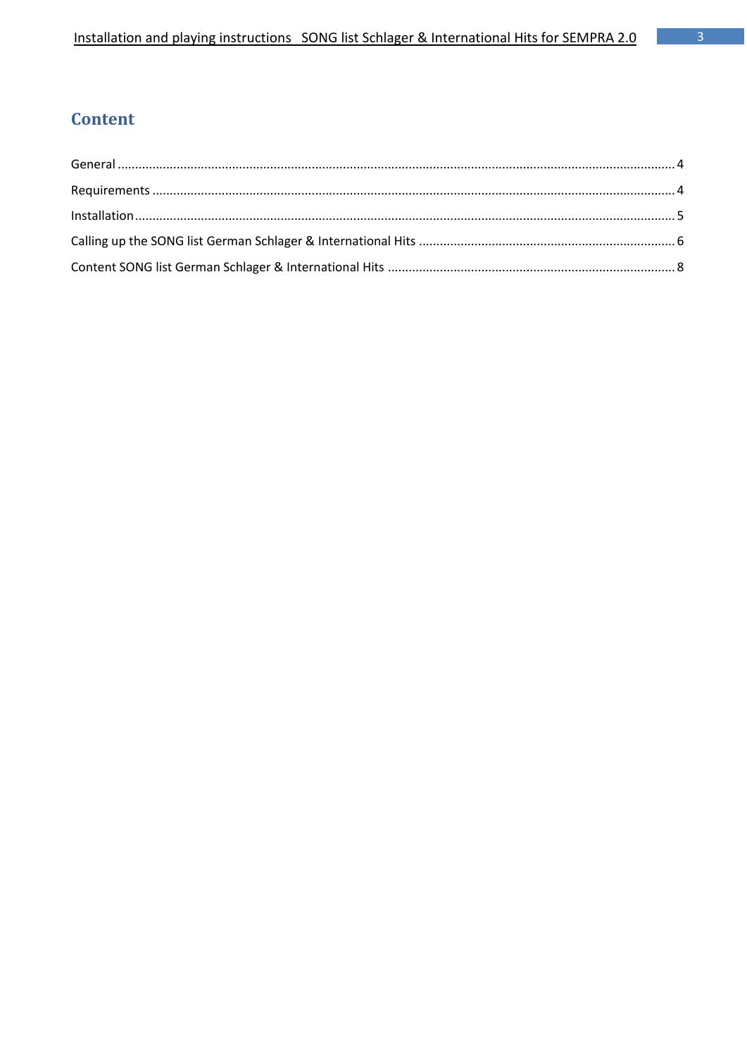# Content

General ....................................................................................................................................................... 4

Requirements .............................................................................................................................................. 4

Installation ................................................................................................................................................... 5

Calling up the SONG list German Schlager & International Hits ................................................................. 6

Content SONG list German Schlager & International Hits .......................................................................... 8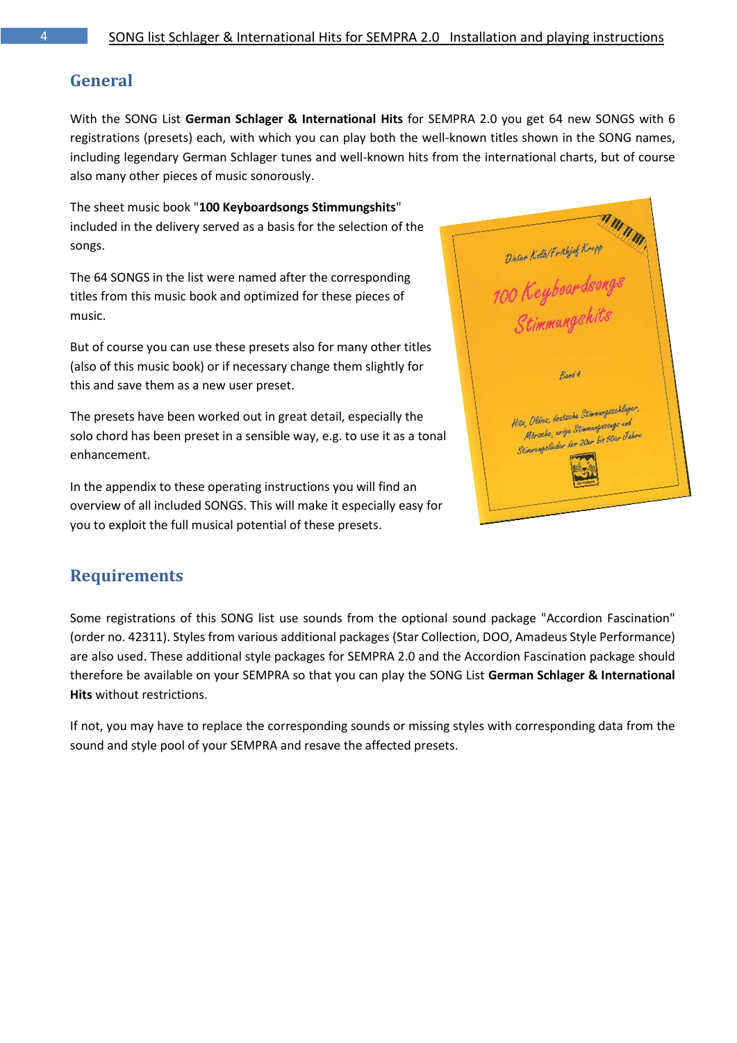## General

With the SONG List **German Schlager & International Hits** for SEMPRA 2.0 you get 64 new SONGS with 6 registrations (presets) each, with which you can play both the well-known titles shown in the SONG names, including legendary German Schlager tunes and well-known hits from the international charts, but of course also many other pieces of music sonorously.

The sheet music book "**100 Keyboardsongs Stimmungshits**" included in the delivery served as a basis for the selection of the songs.

The 64 SONGS in the list were named after the corresponding titles from this music book and optimized for these pieces of music.

But of course you can use these presets also for many other titles (also of this music book) or if necessary change them slightly for this and save them as a new user preset.

The presets have been worked out in great detail, especially the solo chord has been preset in a sensible way, e.g. to use it as a tonal enhancement.

In the appendix to these operating instructions you will find an overview of all included SONGS. This will make it especially easy for you to exploit the full musical potential of these presets.

## Requirements

Some registrations of this SONG list use sounds from the optional sound package "Accordion Fascination" (order no. 42311). Styles from various additional packages (Star Collection, DOO, Amadeus Style Performance) are also used. These additional style packages for SEMPRA 2.0 and the Accordion Fascination package should therefore be available on your SEMPRA so that you can play the SONG List **German Schlager & International Hits** without restrictions.

If not, you may have to replace the corresponding sounds or missing styles with corresponding data from the sound and style pool of your SEMPRA and resave the affected presets.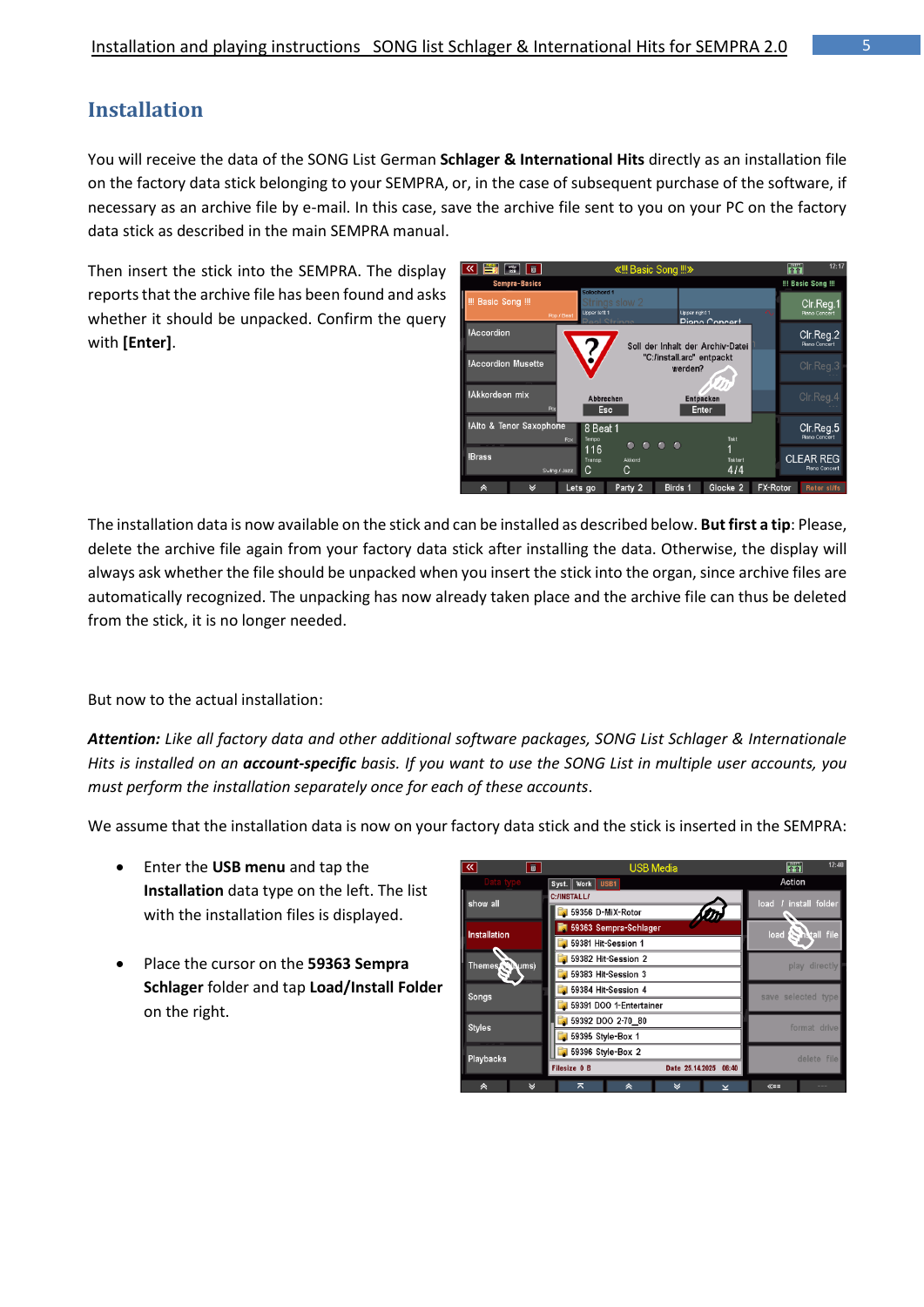## Installation

You will receive the data of the SONG List German **Schlager & International Hits** directly as an installation file on the factory data stick belonging to your SEMPRA, or, in the case of subsequent purchase of the software, if necessary as an archive file by e-mail. In this case, save the archive file sent to you on your PC on the factory data stick as described in the main SEMPRA manual.

Then insert the stick into the SEMPRA. The display reports that the archive file has been found and asks whether it should be unpacked. Confirm the query with **[Enter]**.

The installation data is now available on the stick and can be installed as described below. **But first a tip**: Please, delete the archive file again from your factory data stick after installing the data. Otherwise, the display will always ask whether the file should be unpacked when you insert the stick into the organ, since archive files are automatically recognized. The unpacking has now already taken place and the archive file can thus be deleted from the stick, it is no longer needed.

But now to the actual installation:

***Attention:*** *Like all factory data and other additional software packages, SONG List Schlager & Internationale Hits is installed on an* ***account-specific*** *basis. If you want to use the SONG List in multiple user accounts, you must perform the installation separately once for each of these accounts.*

We assume that the installation data is now on your factory data stick and the stick is inserted in the SEMPRA:

- Enter the **USB menu** and tap the **Installation** data type on the left. The list with the installation files is displayed.
- Place the cursor on the **59363 Sempra Schlager** folder and tap **Load/Install Folder** on the right.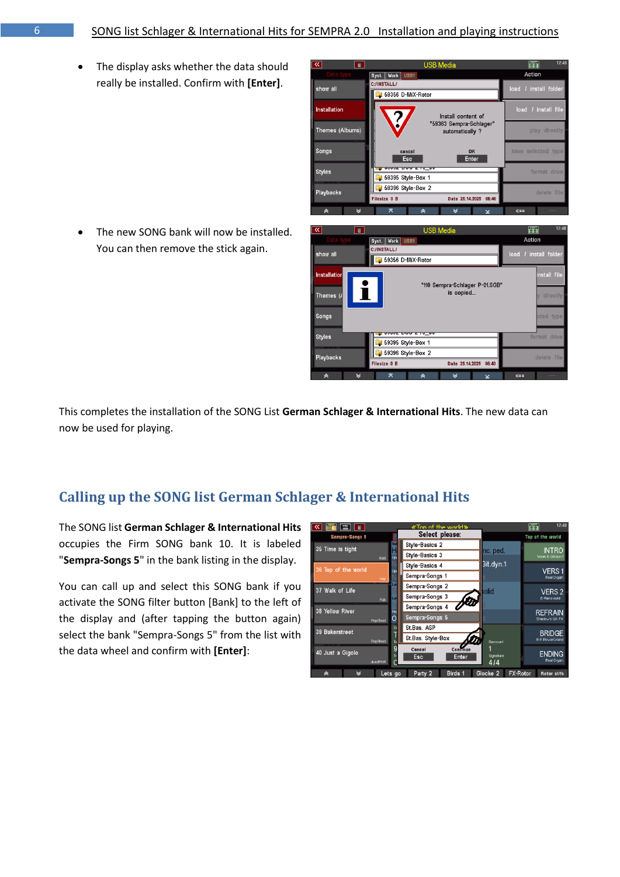- The display asks whether the data should really be installed. Confirm with **[Enter]**.

- The new SONG bank will now be installed. You can then remove the stick again.

This completes the installation of the SONG List **German Schlager & International Hits**. The new data can now be used for playing.

## Calling up the SONG list German Schlager & International Hits

The SONG list **German Schlager & International Hits** occupies the Firm SONG bank 10. It is labeled "**Sempra-Songs 5**" in the bank listing in the display.

You can call up and select this SONG bank if you activate the SONG filter button [Bank] to the left of the display and (after tapping the button again) select the bank "Sempra-Songs 5" from the list with the data wheel and confirm with **[Enter]**: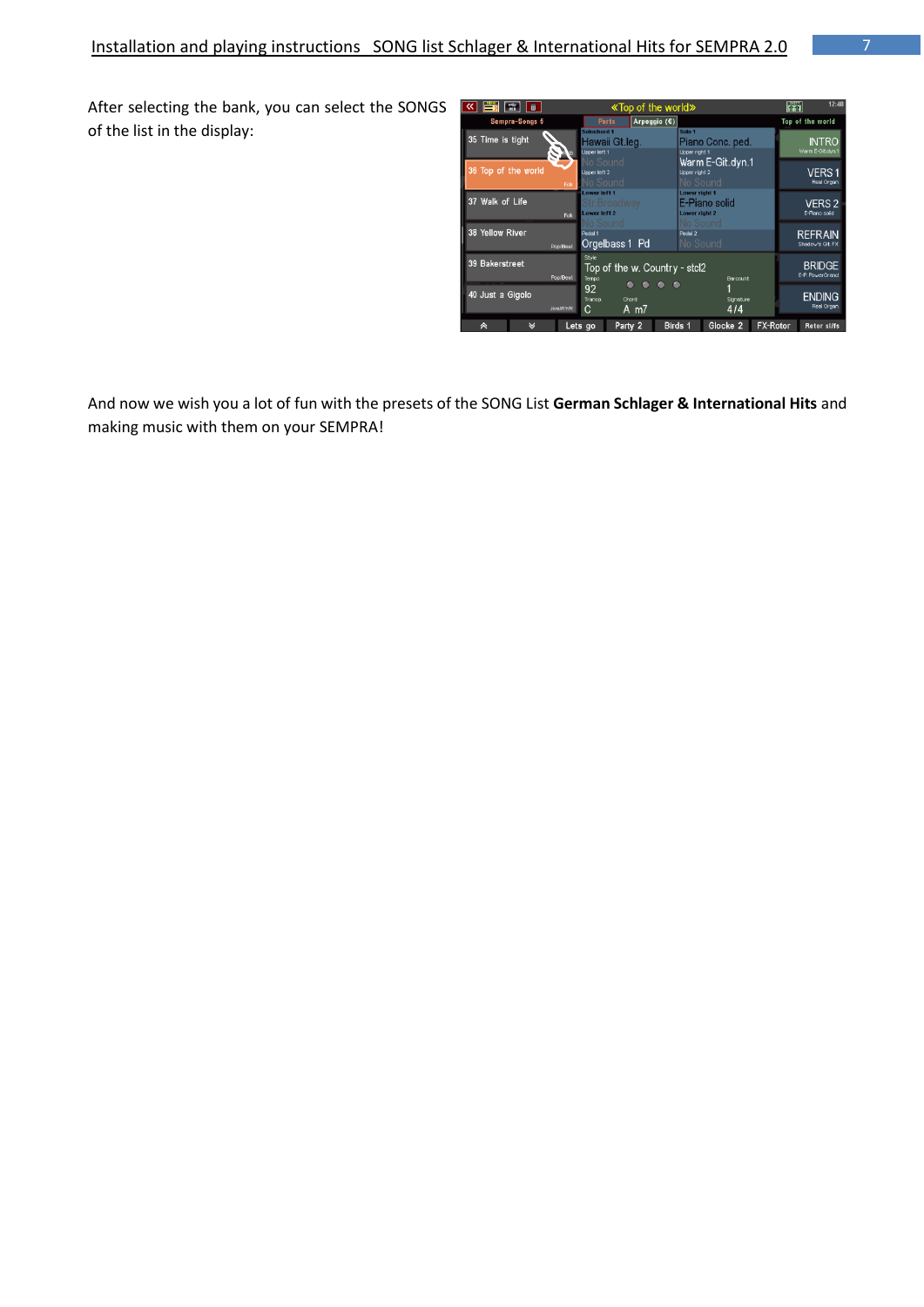After selecting the bank, you can select the SONGS of the list in the display:

And now we wish you a lot of fun with the presets of the SONG List **German Schlager & International Hits** and making music with them on your SEMPRA!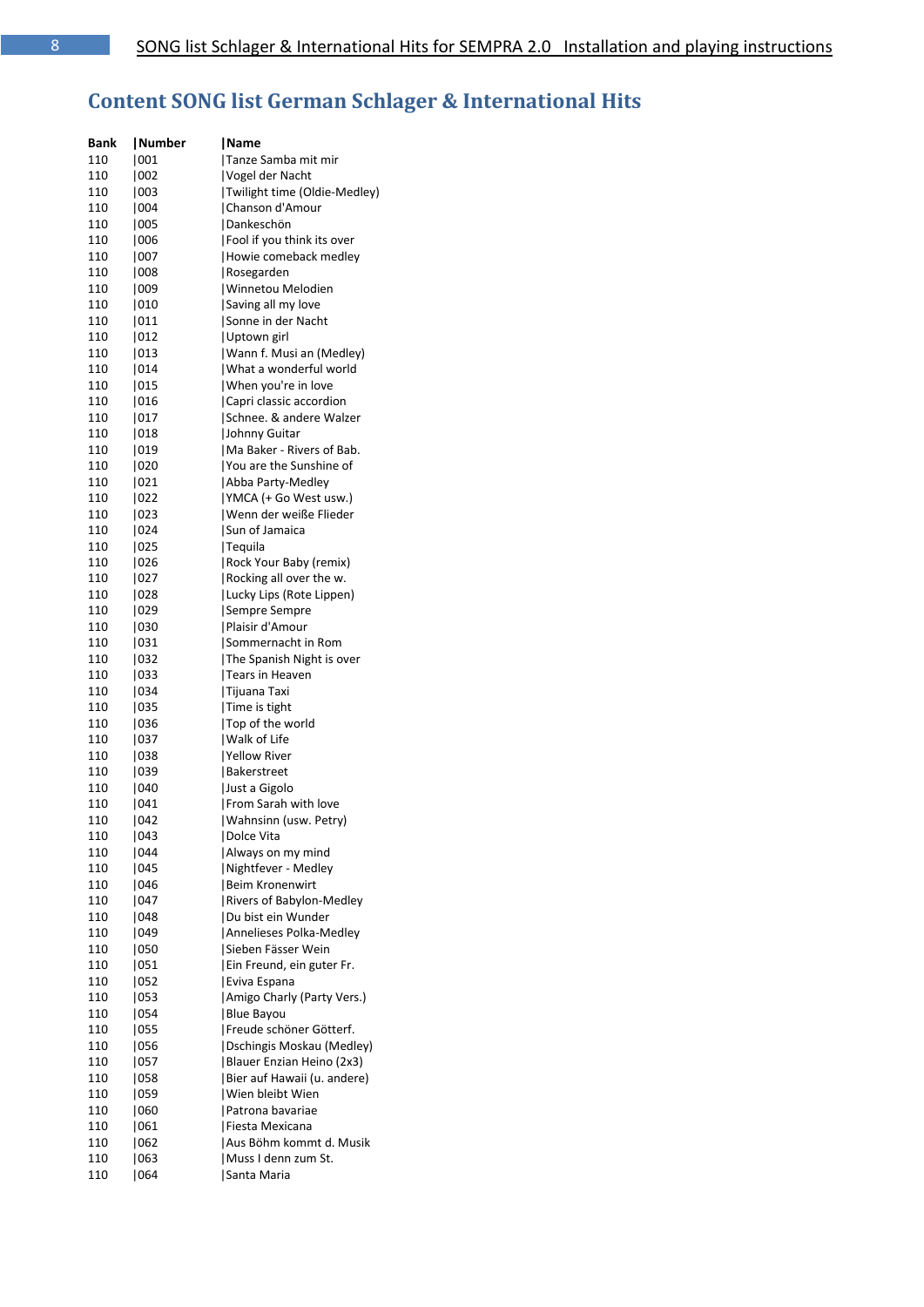# Content SONG list German Schlager & International Hits

| Bank | Number | Name |
|---|---|---|
| 110 | 001 | Tanze Samba mit mir |
| 110 | 002 | Vogel der Nacht |
| 110 | 003 | Twilight time (Oldie-Medley) |
| 110 | 004 | Chanson d'Amour |
| 110 | 005 | Dankeschön |
| 110 | 006 | Fool if you think its over |
| 110 | 007 | Howie comeback medley |
| 110 | 008 | Rosegarden |
| 110 | 009 | Winnetou Melodien |
| 110 | 010 | Saving all my love |
| 110 | 011 | Sonne in der Nacht |
| 110 | 012 | Uptown girl |
| 110 | 013 | Wann f. Musi an (Medley) |
| 110 | 014 | What a wonderful world |
| 110 | 015 | When you're in love |
| 110 | 016 | Capri classic accordion |
| 110 | 017 | Schnee. & andere Walzer |
| 110 | 018 | Johnny Guitar |
| 110 | 019 | Ma Baker - Rivers of Bab. |
| 110 | 020 | You are the Sunshine of |
| 110 | 021 | Abba Party-Medley |
| 110 | 022 | YMCA (+ Go West usw.) |
| 110 | 023 | Wenn der weiße Flieder |
| 110 | 024 | Sun of Jamaica |
| 110 | 025 | Tequila |
| 110 | 026 | Rock Your Baby (remix) |
| 110 | 027 | Rocking all over the w. |
| 110 | 028 | Lucky Lips (Rote Lippen) |
| 110 | 029 | Sempre Sempre |
| 110 | 030 | Plaisir d'Amour |
| 110 | 031 | Sommernacht in Rom |
| 110 | 032 | The Spanish Night is over |
| 110 | 033 | Tears in Heaven |
| 110 | 034 | Tijuana Taxi |
| 110 | 035 | Time is tight |
| 110 | 036 | Top of the world |
| 110 | 037 | Walk of Life |
| 110 | 038 | Yellow River |
| 110 | 039 | Bakerstreet |
| 110 | 040 | Just a Gigolo |
| 110 | 041 | From Sarah with love |
| 110 | 042 | Wahnsinn (usw. Petry) |
| 110 | 043 | Dolce Vita |
| 110 | 044 | Always on my mind |
| 110 | 045 | Nightfever - Medley |
| 110 | 046 | Beim Kronenwirt |
| 110 | 047 | Rivers of Babylon-Medley |
| 110 | 048 | Du bist ein Wunder |
| 110 | 049 | Annelieses Polka-Medley |
| 110 | 050 | Sieben Fässer Wein |
| 110 | 051 | Ein Freund, ein guter Fr. |
| 110 | 052 | Eviva Espana |
| 110 | 053 | Amigo Charly (Party Vers.) |
| 110 | 054 | Blue Bayou |
| 110 | 055 | Freude schöner Götterf. |
| 110 | 056 | Dschingis Moskau (Medley) |
| 110 | 057 | Blauer Enzian Heino (2x3) |
| 110 | 058 | Bier auf Hawaii (u. andere) |
| 110 | 059 | Wien bleibt Wien |
| 110 | 060 | Patrona bavariae |
| 110 | 061 | Fiesta Mexicana |
| 110 | 062 | Aus Böhm kommt d. Musik |
| 110 | 063 | Muss I denn zum St. |
| 110 | 064 | Santa Maria |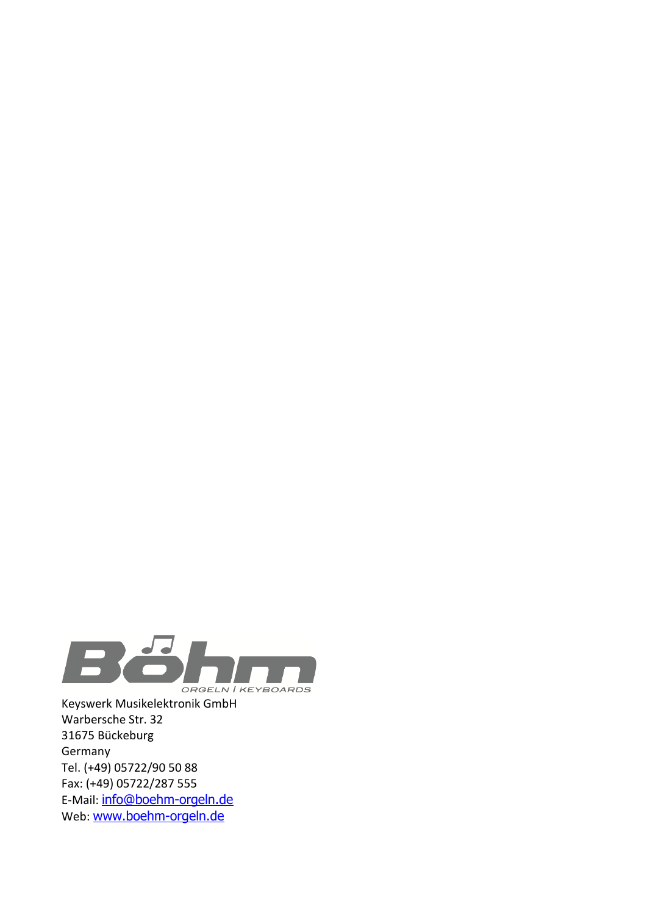Böhm

ORGELN | KEYBOARDS

Keyswerk Musikelektronik GmbH
Warbersche Str. 32
31675 Bückeburg
Germany
Tel. (+49) 05722/90 50 88
Fax: (+49) 05722/287 555
E-Mail: info@boehm-orgeln.de
Web: www.boehm-orgeln.de